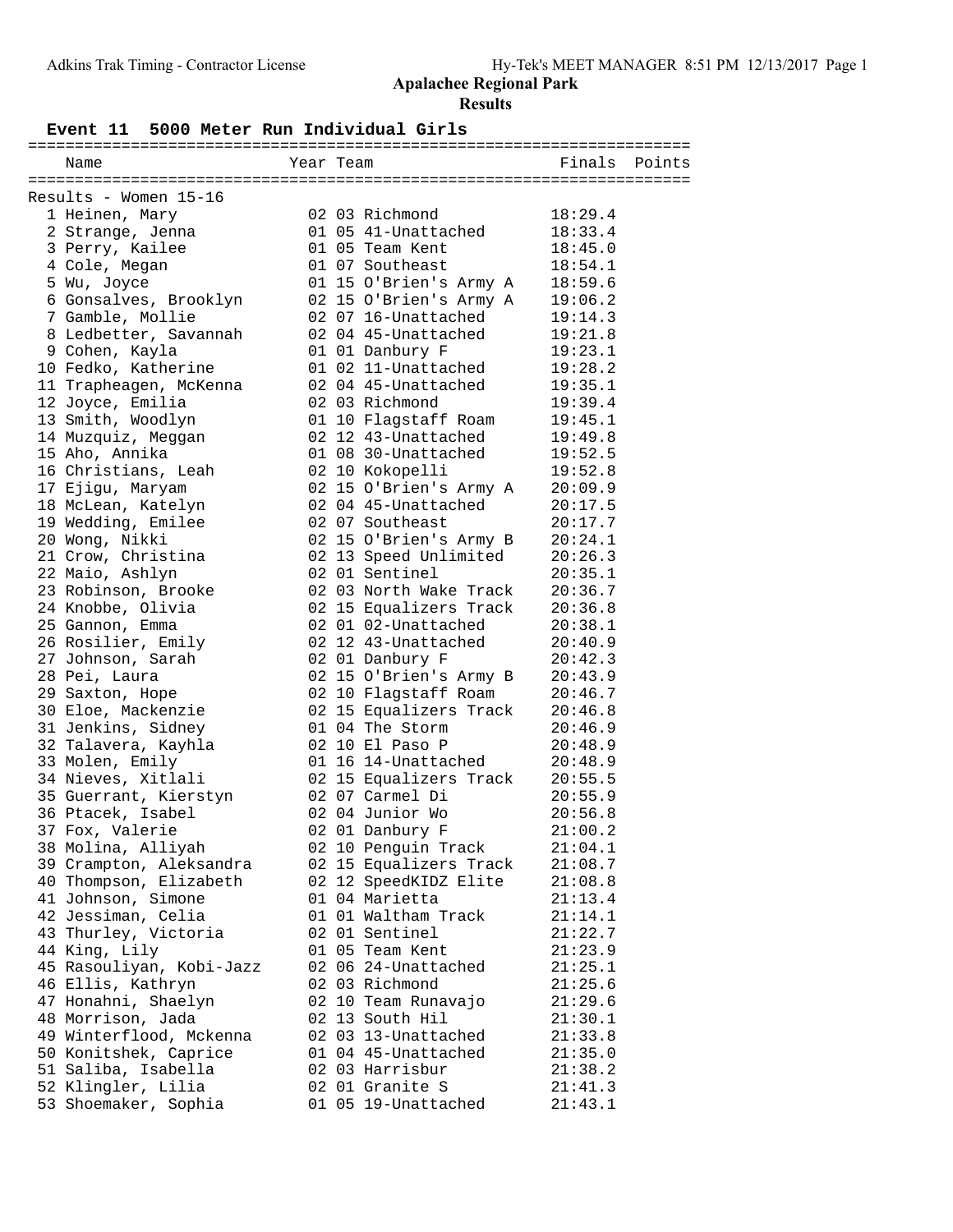# Apalachee Regional Park

## Results

### Event 11 5000 Meter Run Individual Girls

| | Name | Year | Team | Finals | Points |
|---|---|---|---|---|---|
| **Results - Women 15-16** | | | | | |
| 1 | Heinen, Mary | 02 03 | Richmond | 18:29.4 | |
| 2 | Strange, Jenna | 01 05 | 41-Unattached | 18:33.4 | |
| 3 | Perry, Kailee | 01 05 | Team Kent | 18:45.0 | |
| 4 | Cole, Megan | 01 07 | Southeast | 18:54.1 | |
| 5 | Wu, Joyce | 01 15 | O'Brien's Army A | 18:59.6 | |
| 6 | Gonsalves, Brooklyn | 02 15 | O'Brien's Army A | 19:06.2 | |
| 7 | Gamble, Mollie | 02 07 | 16-Unattached | 19:14.3 | |
| 8 | Ledbetter, Savannah | 02 04 | 45-Unattached | 19:21.8 | |
| 9 | Cohen, Kayla | 01 01 | Danbury F | 19:23.1 | |
| 10 | Fedko, Katherine | 01 02 | 11-Unattached | 19:28.2 | |
| 11 | Trapheagen, McKenna | 02 04 | 45-Unattached | 19:35.1 | |
| 12 | Joyce, Emilia | 02 03 | Richmond | 19:39.4 | |
| 13 | Smith, Woodlyn | 01 10 | Flagstaff Roam | 19:45.1 | |
| 14 | Muzquiz, Meggan | 02 12 | 43-Unattached | 19:49.8 | |
| 15 | Aho, Annika | 01 08 | 30-Unattached | 19:52.5 | |
| 16 | Christians, Leah | 02 10 | Kokopelli | 19:52.8 | |
| 17 | Ejigu, Maryam | 02 15 | O'Brien's Army A | 20:09.9 | |
| 18 | McLean, Katelyn | 02 04 | 45-Unattached | 20:17.5 | |
| 19 | Wedding, Emilee | 02 07 | Southeast | 20:17.7 | |
| 20 | Wong, Nikki | 02 15 | O'Brien's Army B | 20:24.1 | |
| 21 | Crow, Christina | 02 13 | Speed Unlimited | 20:26.3 | |
| 22 | Maio, Ashlyn | 02 01 | Sentinel | 20:35.1 | |
| 23 | Robinson, Brooke | 02 03 | North Wake Track | 20:36.7 | |
| 24 | Knobbe, Olivia | 02 15 | Equalizers Track | 20:36.8 | |
| 25 | Gannon, Emma | 02 01 | 02-Unattached | 20:38.1 | |
| 26 | Rosilier, Emily | 02 12 | 43-Unattached | 20:40.9 | |
| 27 | Johnson, Sarah | 02 01 | Danbury F | 20:42.3 | |
| 28 | Pei, Laura | 02 15 | O'Brien's Army B | 20:43.9 | |
| 29 | Saxton, Hope | 02 10 | Flagstaff Roam | 20:46.7 | |
| 30 | Eloe, Mackenzie | 02 15 | Equalizers Track | 20:46.8 | |
| 31 | Jenkins, Sidney | 01 04 | The Storm | 20:46.9 | |
| 32 | Talavera, Kayhla | 02 10 | El Paso P | 20:48.9 | |
| 33 | Molen, Emily | 01 16 | 14-Unattached | 20:48.9 | |
| 34 | Nieves, Xitlali | 02 15 | Equalizers Track | 20:55.5 | |
| 35 | Guerrant, Kierstyn | 02 07 | Carmel Di | 20:55.9 | |
| 36 | Ptacek, Isabel | 02 04 | Junior Wo | 20:56.8 | |
| 37 | Fox, Valerie | 02 01 | Danbury F | 21:00.2 | |
| 38 | Molina, Alliyah | 02 10 | Penguin Track | 21:04.1 | |
| 39 | Crampton, Aleksandra | 02 15 | Equalizers Track | 21:08.7 | |
| 40 | Thompson, Elizabeth | 02 12 | SpeedKIDZ Elite | 21:08.8 | |
| 41 | Johnson, Simone | 01 04 | Marietta | 21:13.4 | |
| 42 | Jessiman, Celia | 01 01 | Waltham Track | 21:14.1 | |
| 43 | Thurley, Victoria | 02 01 | Sentinel | 21:22.7 | |
| 44 | King, Lily | 01 05 | Team Kent | 21:23.9 | |
| 45 | Rasouliyan, Kobi-Jazz | 02 06 | 24-Unattached | 21:25.1 | |
| 46 | Ellis, Kathryn | 02 03 | Richmond | 21:25.6 | |
| 47 | Honahni, Shaelyn | 02 10 | Team Runavajo | 21:29.6 | |
| 48 | Morrison, Jada | 02 13 | South Hil | 21:30.1 | |
| 49 | Winterflood, Mckenna | 02 03 | 13-Unattached | 21:33.8 | |
| 50 | Konitshek, Caprice | 01 04 | 45-Unattached | 21:35.0 | |
| 51 | Saliba, Isabella | 02 03 | Harrisbur | 21:38.2 | |
| 52 | Klingler, Lilia | 02 01 | Granite S | 21:41.3 | |
| 53 | Shoemaker, Sophia | 01 05 | 19-Unattached | 21:43.1 | |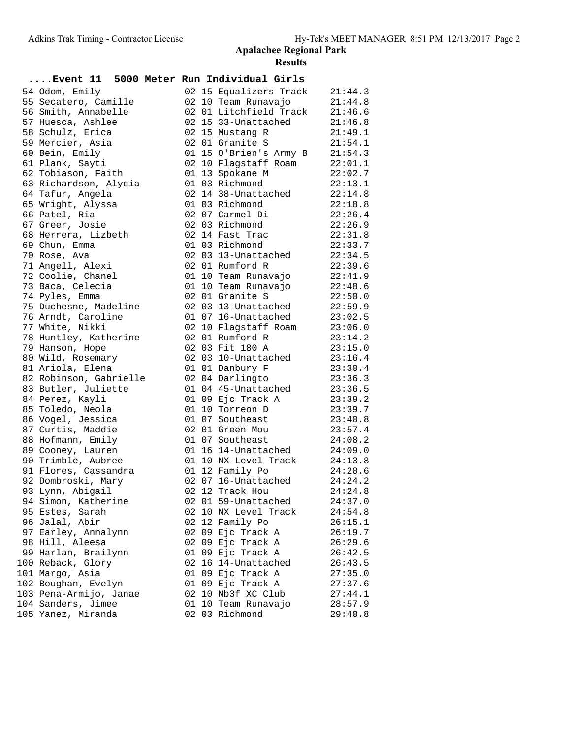# Apalachee Regional Park

## Results

### ....Event 11 5000 Meter Run Individual Girls

| Place | Name | Yr | Age | Team | Time |
|---|---|---|---|---|---|
| 54 | Odom, Emily | 02 | 15 | Equalizers Track | 21:44.3 |
| 55 | Secatero, Camille | 02 | 10 | Team Runavajo | 21:44.8 |
| 56 | Smith, Annabelle | 02 | 01 | Litchfield Track | 21:46.6 |
| 57 | Huesca, Ashlee | 02 | 15 | 33-Unattached | 21:46.8 |
| 58 | Schulz, Erica | 02 | 15 | Mustang R | 21:49.1 |
| 59 | Mercier, Asia | 02 | 01 | Granite S | 21:54.1 |
| 60 | Bein, Emily | 01 | 15 | O'Brien's Army B | 21:54.3 |
| 61 | Plank, Sayti | 02 | 10 | Flagstaff Roam | 22:01.1 |
| 62 | Tobiason, Faith | 01 | 13 | Spokane M | 22:02.7 |
| 63 | Richardson, Alycia | 01 | 03 | Richmond | 22:13.1 |
| 64 | Tafur, Angela | 02 | 14 | 38-Unattached | 22:14.8 |
| 65 | Wright, Alyssa | 01 | 03 | Richmond | 22:18.8 |
| 66 | Patel, Ria | 02 | 07 | Carmel Di | 22:26.4 |
| 67 | Greer, Josie | 02 | 03 | Richmond | 22:26.9 |
| 68 | Herrera, Lizbeth | 02 | 14 | Fast Trac | 22:31.8 |
| 69 | Chun, Emma | 01 | 03 | Richmond | 22:33.7 |
| 70 | Rose, Ava | 02 | 03 | 13-Unattached | 22:34.5 |
| 71 | Angell, Alexi | 02 | 01 | Rumford R | 22:39.6 |
| 72 | Coolie, Chanel | 01 | 10 | Team Runavajo | 22:41.9 |
| 73 | Baca, Celecia | 01 | 10 | Team Runavajo | 22:48.6 |
| 74 | Pyles, Emma | 02 | 01 | Granite S | 22:50.0 |
| 75 | Duchesne, Madeline | 02 | 03 | 13-Unattached | 22:59.9 |
| 76 | Arndt, Caroline | 01 | 07 | 16-Unattached | 23:02.5 |
| 77 | White, Nikki | 02 | 10 | Flagstaff Roam | 23:06.0 |
| 78 | Huntley, Katherine | 02 | 01 | Rumford R | 23:14.2 |
| 79 | Hanson, Hope | 02 | 03 | Fit 180 A | 23:15.0 |
| 80 | Wild, Rosemary | 02 | 03 | 10-Unattached | 23:16.4 |
| 81 | Ariola, Elena | 01 | 01 | Danbury F | 23:30.4 |
| 82 | Robinson, Gabrielle | 02 | 04 | Darlingto | 23:36.3 |
| 83 | Butler, Juliette | 01 | 04 | 45-Unattached | 23:36.5 |
| 84 | Perez, Kayli | 01 | 09 | Ejc Track A | 23:39.2 |
| 85 | Toledo, Neola | 01 | 10 | Torreon D | 23:39.7 |
| 86 | Vogel, Jessica | 01 | 07 | Southeast | 23:40.8 |
| 87 | Curtis, Maddie | 02 | 01 | Green Mou | 23:57.4 |
| 88 | Hofmann, Emily | 01 | 07 | Southeast | 24:08.2 |
| 89 | Cooney, Lauren | 01 | 16 | 14-Unattached | 24:09.0 |
| 90 | Trimble, Aubree | 01 | 10 | NX Level Track | 24:13.8 |
| 91 | Flores, Cassandra | 01 | 12 | Family Po | 24:20.6 |
| 92 | Dombroski, Mary | 02 | 07 | 16-Unattached | 24:24.2 |
| 93 | Lynn, Abigail | 02 | 12 | Track Hou | 24:24.8 |
| 94 | Simon, Katherine | 02 | 01 | 59-Unattached | 24:37.0 |
| 95 | Estes, Sarah | 02 | 10 | NX Level Track | 24:54.8 |
| 96 | Jalal, Abir | 02 | 12 | Family Po | 26:15.1 |
| 97 | Earley, Annalynn | 02 | 09 | Ejc Track A | 26:19.7 |
| 98 | Hill, Aleesa | 02 | 09 | Ejc Track A | 26:29.6 |
| 99 | Harlan, Brailynn | 01 | 09 | Ejc Track A | 26:42.5 |
| 100 | Reback, Glory | 02 | 16 | 14-Unattached | 26:43.5 |
| 101 | Margo, Asia | 01 | 09 | Ejc Track A | 27:35.0 |
| 102 | Boughan, Evelyn | 01 | 09 | Ejc Track A | 27:37.6 |
| 103 | Pena-Armijo, Janae | 02 | 10 | Nb3f XC Club | 27:44.1 |
| 104 | Sanders, Jimee | 01 | 10 | Team Runavajo | 28:57.9 |
| 105 | Yanez, Miranda | 02 | 03 | Richmond | 29:40.8 |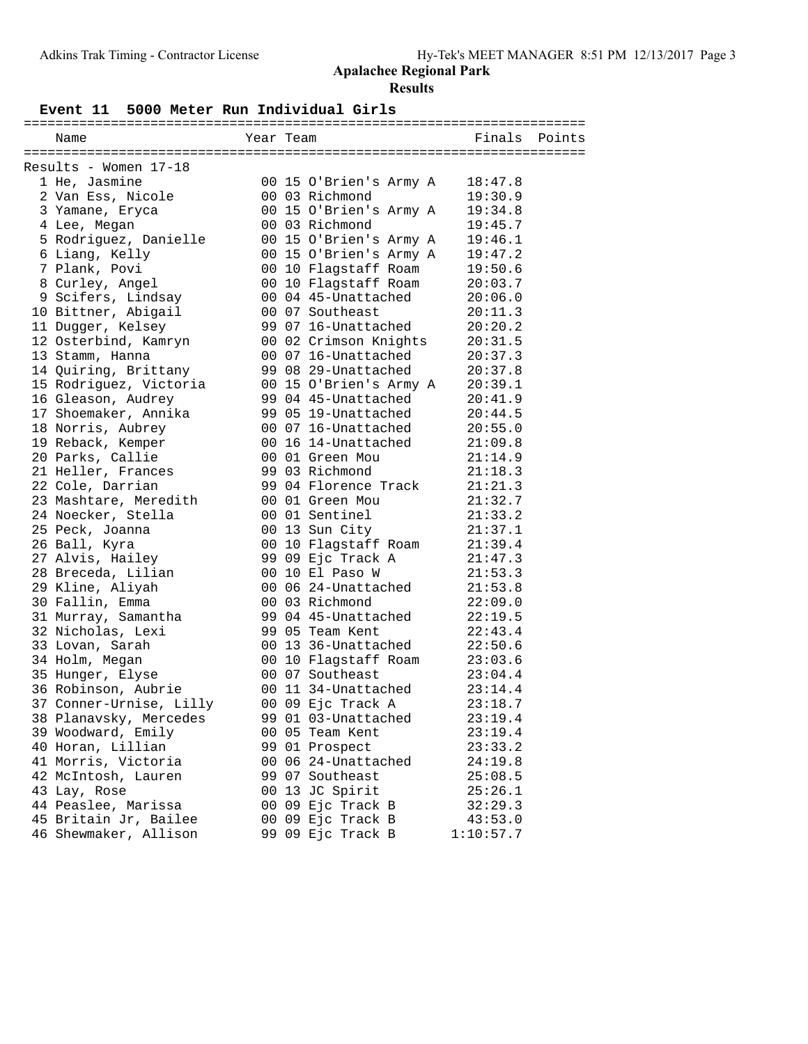# Apalachee Regional Park

## Results

### Event 11 5000 Meter Run Individual Girls

Results - Women 17-18

| | Name | Year | Team | Finals | Points |
|---|---|---|---|---|---|
| 1 | He, Jasmine | 00 | 15 O'Brien's Army A | 18:47.8 | |
| 2 | Van Ess, Nicole | 00 | 03 Richmond | 19:30.9 | |
| 3 | Yamane, Eryca | 00 | 15 O'Brien's Army A | 19:34.8 | |
| 4 | Lee, Megan | 00 | 03 Richmond | 19:45.7 | |
| 5 | Rodriguez, Danielle | 00 | 15 O'Brien's Army A | 19:46.1 | |
| 6 | Liang, Kelly | 00 | 15 O'Brien's Army A | 19:47.2 | |
| 7 | Plank, Povi | 00 | 10 Flagstaff Roam | 19:50.6 | |
| 8 | Curley, Angel | 00 | 10 Flagstaff Roam | 20:03.7 | |
| 9 | Scifers, Lindsay | 00 | 04 45-Unattached | 20:06.0 | |
| 10 | Bittner, Abigail | 00 | 07 Southeast | 20:11.3 | |
| 11 | Dugger, Kelsey | 99 | 07 16-Unattached | 20:20.2 | |
| 12 | Osterbind, Kamryn | 00 | 02 Crimson Knights | 20:31.5 | |
| 13 | Stamm, Hanna | 00 | 07 16-Unattached | 20:37.3 | |
| 14 | Quiring, Brittany | 99 | 08 29-Unattached | 20:37.8 | |
| 15 | Rodriguez, Victoria | 00 | 15 O'Brien's Army A | 20:39.1 | |
| 16 | Gleason, Audrey | 99 | 04 45-Unattached | 20:41.9 | |
| 17 | Shoemaker, Annika | 99 | 05 19-Unattached | 20:44.5 | |
| 18 | Norris, Aubrey | 00 | 07 16-Unattached | 20:55.0 | |
| 19 | Reback, Kemper | 00 | 16 14-Unattached | 21:09.8 | |
| 20 | Parks, Callie | 00 | 01 Green Mou | 21:14.9 | |
| 21 | Heller, Frances | 99 | 03 Richmond | 21:18.3 | |
| 22 | Cole, Darrian | 99 | 04 Florence Track | 21:21.3 | |
| 23 | Mashtare, Meredith | 00 | 01 Green Mou | 21:32.7 | |
| 24 | Noecker, Stella | 00 | 01 Sentinel | 21:33.2 | |
| 25 | Peck, Joanna | 00 | 13 Sun City | 21:37.1 | |
| 26 | Ball, Kyra | 00 | 10 Flagstaff Roam | 21:39.4 | |
| 27 | Alvis, Hailey | 99 | 09 Ejc Track A | 21:47.3 | |
| 28 | Breceda, Lilian | 00 | 10 El Paso W | 21:53.3 | |
| 29 | Kline, Aliyah | 00 | 06 24-Unattached | 21:53.8 | |
| 30 | Fallin, Emma | 00 | 03 Richmond | 22:09.0 | |
| 31 | Murray, Samantha | 99 | 04 45-Unattached | 22:19.5 | |
| 32 | Nicholas, Lexi | 99 | 05 Team Kent | 22:43.4 | |
| 33 | Lovan, Sarah | 00 | 13 36-Unattached | 22:50.6 | |
| 34 | Holm, Megan | 00 | 10 Flagstaff Roam | 23:03.6 | |
| 35 | Hunger, Elyse | 00 | 07 Southeast | 23:04.4 | |
| 36 | Robinson, Aubrie | 00 | 11 34-Unattached | 23:14.4 | |
| 37 | Conner-Urnise, Lilly | 00 | 09 Ejc Track A | 23:18.7 | |
| 38 | Planavsky, Mercedes | 99 | 01 03-Unattached | 23:19.4 | |
| 39 | Woodward, Emily | 00 | 05 Team Kent | 23:19.4 | |
| 40 | Horan, Lillian | 99 | 01 Prospect | 23:33.2 | |
| 41 | Morris, Victoria | 00 | 06 24-Unattached | 24:19.8 | |
| 42 | McIntosh, Lauren | 99 | 07 Southeast | 25:08.5 | |
| 43 | Lay, Rose | 00 | 13 JC Spirit | 25:26.1 | |
| 44 | Peaslee, Marissa | 00 | 09 Ejc Track B | 32:29.3 | |
| 45 | Britain Jr, Bailee | 00 | 09 Ejc Track B | 43:53.0 | |
| 46 | Shewmaker, Allison | 99 | 09 Ejc Track B | 1:10:57.7 | |